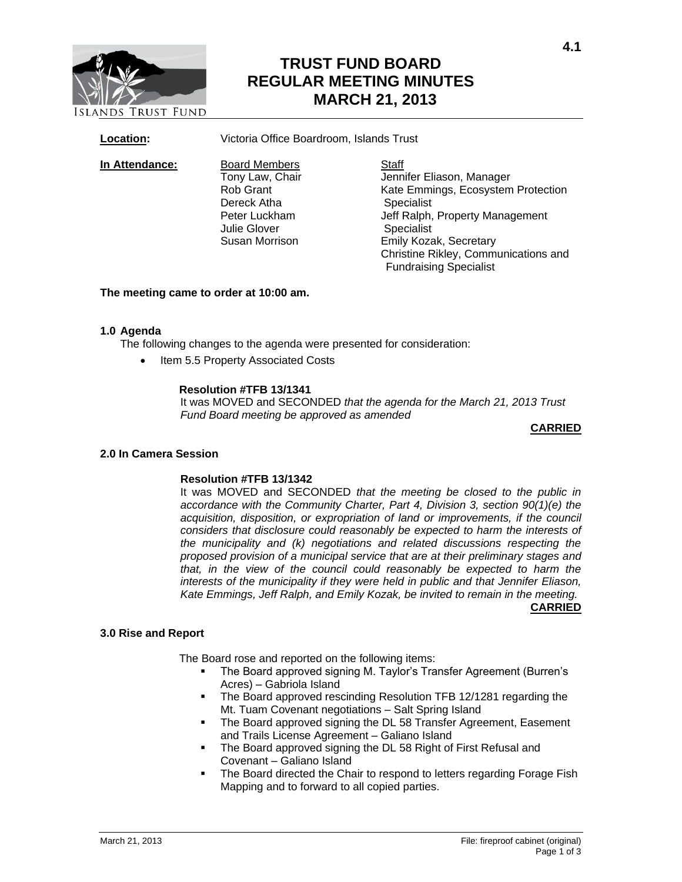# TRUST FUND BOARD REGULAR MEETING MINUTES MARCH 21, 2013

**Location:** Victoria Office Boardroom, Islands Trust

**In Attendance:**

| Board Members | Staff |
|---|---|
| Tony Law, Chair | Jennifer Eliason, Manager |
| Rob Grant | Kate Emmings, Ecosystem Protection Specialist |
| Dereck Atha | Jeff Ralph, Property Management Specialist |
| Peter Luckham | Emily Kozak, Secretary |
| Julie Glover | Christine Rikley, Communications and Fundraising Specialist |
| Susan Morrison | |

**The meeting came to order at 10:00 am.**

### 1.0 Agenda

The following changes to the agenda were presented for consideration:

- Item 5.5 Property Associated Costs

**Resolution #TFB 13/1341**
It was MOVED and SECONDED *that the agenda for the March 21, 2013 Trust Fund Board meeting be approved as amended*

**CARRIED**

### 2.0 In Camera Session

**Resolution #TFB 13/1342**
It was MOVED and SECONDED *that the meeting be closed to the public in accordance with the Community Charter, Part 4, Division 3, section 90(1)(e) the acquisition, disposition, or expropriation of land or improvements, if the council considers that disclosure could reasonably be expected to harm the interests of the municipality and (k) negotiations and related discussions respecting the proposed provision of a municipal service that are at their preliminary stages and that, in the view of the council could reasonably be expected to harm the interests of the municipality if they were held in public and that Jennifer Eliason, Kate Emmings, Jeff Ralph, and Emily Kozak, be invited to remain in the meeting.*

**CARRIED**

### 3.0 Rise and Report

The Board rose and reported on the following items:

- The Board approved signing M. Taylor's Transfer Agreement (Burren's Acres) – Gabriola Island
- The Board approved rescinding Resolution TFB 12/1281 regarding the Mt. Tuam Covenant negotiations – Salt Spring Island
- The Board approved signing the DL 58 Transfer Agreement, Easement and Trails License Agreement – Galiano Island
- The Board approved signing the DL 58 Right of First Refusal and Covenant – Galiano Island
- The Board directed the Chair to respond to letters regarding Forage Fish Mapping and to forward to all copied parties.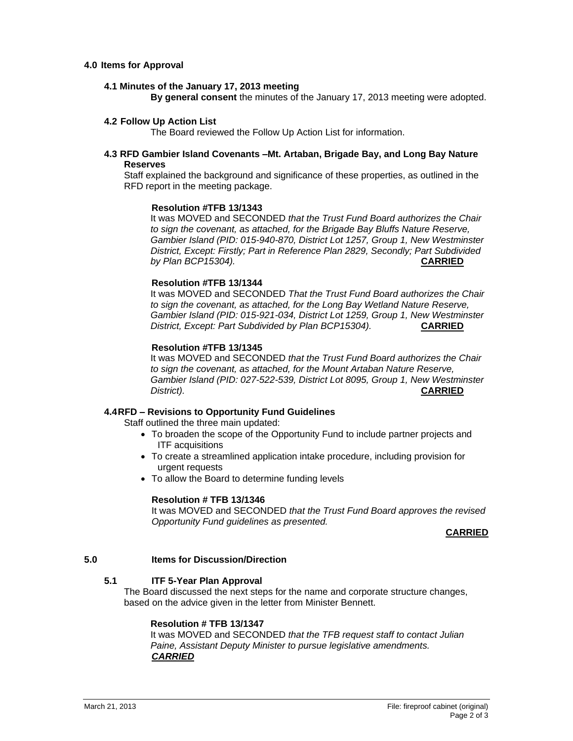## 4.0 Items for Approval

### 4.1 Minutes of the January 17, 2013 meeting

**By general consent** the minutes of the January 17, 2013 meeting were adopted.

### 4.2 Follow Up Action List

The Board reviewed the Follow Up Action List for information.

### 4.3 RFD Gambier Island Covenants –Mt. Artaban, Brigade Bay, and Long Bay Nature Reserves

Staff explained the background and significance of these properties, as outlined in the RFD report in the meeting package.

**Resolution #TFB 13/1343**

It was MOVED and SECONDED *that the Trust Fund Board authorizes the Chair to sign the covenant, as attached, for the Brigade Bay Bluffs Nature Reserve, Gambier Island (PID: 015-940-870, District Lot 1257, Group 1, New Westminster District, Except: Firstly; Part in Reference Plan 2829, Secondly; Part Subdivided by Plan BCP15304).* **CARRIED**

**Resolution #TFB 13/1344**

It was MOVED and SECONDED *That the Trust Fund Board authorizes the Chair to sign the covenant, as attached, for the Long Bay Wetland Nature Reserve, Gambier Island (PID: 015-921-034, District Lot 1259, Group 1, New Westminster District, Except: Part Subdivided by Plan BCP15304).* **CARRIED**

**Resolution #TFB 13/1345**

It was MOVED and SECONDED *that the Trust Fund Board authorizes the Chair to sign the covenant, as attached, for the Mount Artaban Nature Reserve, Gambier Island (PID: 027-522-539, District Lot 8095, Group 1, New Westminster District).* **CARRIED**

### 4.4 RFD – Revisions to Opportunity Fund Guidelines

Staff outlined the three main updated:

- To broaden the scope of the Opportunity Fund to include partner projects and ITF acquisitions
- To create a streamlined application intake procedure, including provision for urgent requests
- To allow the Board to determine funding levels

**Resolution # TFB 13/1346**

It was MOVED and SECONDED *that the Trust Fund Board approves the revised Opportunity Fund guidelines as presented.*

**CARRIED**

## 5.0 Items for Discussion/Direction

### 5.1 ITF 5-Year Plan Approval

The Board discussed the next steps for the name and corporate structure changes, based on the advice given in the letter from Minister Bennett.

**Resolution # TFB 13/1347**

It was MOVED and SECONDED *that the TFB request staff to contact Julian Paine, Assistant Deputy Minister to pursue legislative amendments.*
***CARRIED***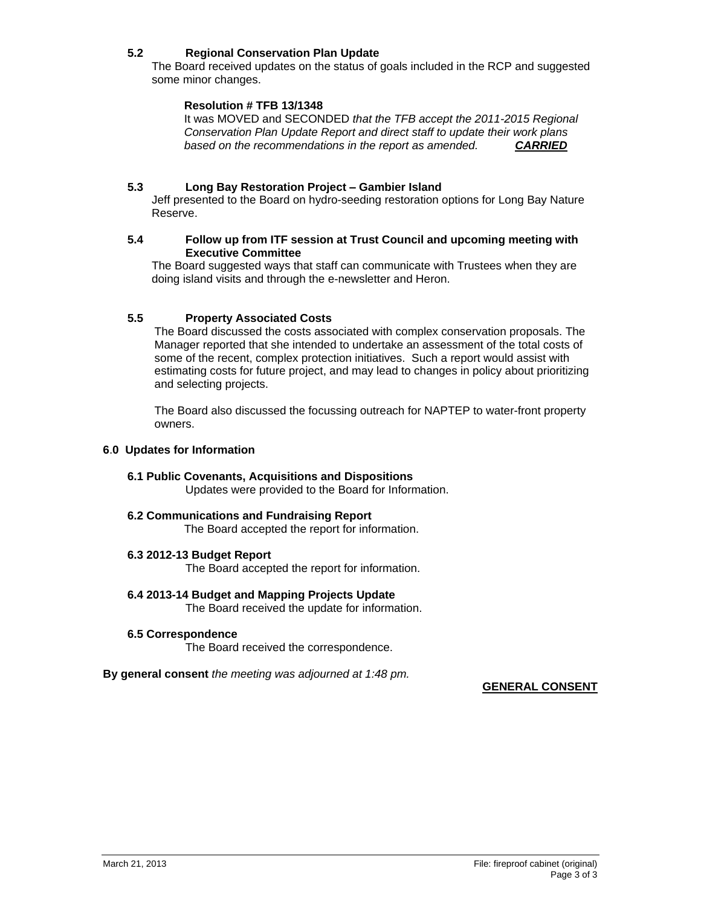### 5.2 Regional Conservation Plan Update

The Board received updates on the status of goals included in the RCP and suggested some minor changes.

**Resolution # TFB 13/1348**

It was MOVED and SECONDED *that the TFB accept the 2011-2015 Regional Conservation Plan Update Report and direct staff to update their work plans based on the recommendations in the report as amended.* ***CARRIED***

### 5.3 Long Bay Restoration Project – Gambier Island

Jeff presented to the Board on hydro-seeding restoration options for Long Bay Nature Reserve.

### 5.4 Follow up from ITF session at Trust Council and upcoming meeting with Executive Committee

The Board suggested ways that staff can communicate with Trustees when they are doing island visits and through the e-newsletter and Heron.

### 5.5 Property Associated Costs

The Board discussed the costs associated with complex conservation proposals. The Manager reported that she intended to undertake an assessment of the total costs of some of the recent, complex protection initiatives. Such a report would assist with estimating costs for future project, and may lead to changes in policy about prioritizing and selecting projects.

The Board also discussed the focussing outreach for NAPTEP to water-front property owners.

## 6.0 Updates for Information

### 6.1 Public Covenants, Acquisitions and Dispositions

Updates were provided to the Board for Information.

### 6.2 Communications and Fundraising Report

The Board accepted the report for information.

### 6.3 2012-13 Budget Report

The Board accepted the report for information.

### 6.4 2013-14 Budget and Mapping Projects Update

The Board received the update for information.

### 6.5 Correspondence

The Board received the correspondence.

**By general consent** *the meeting was adjourned at 1:48 pm.*

**GENERAL CONSENT**

March 21, 2013

File: fireproof cabinet (original)